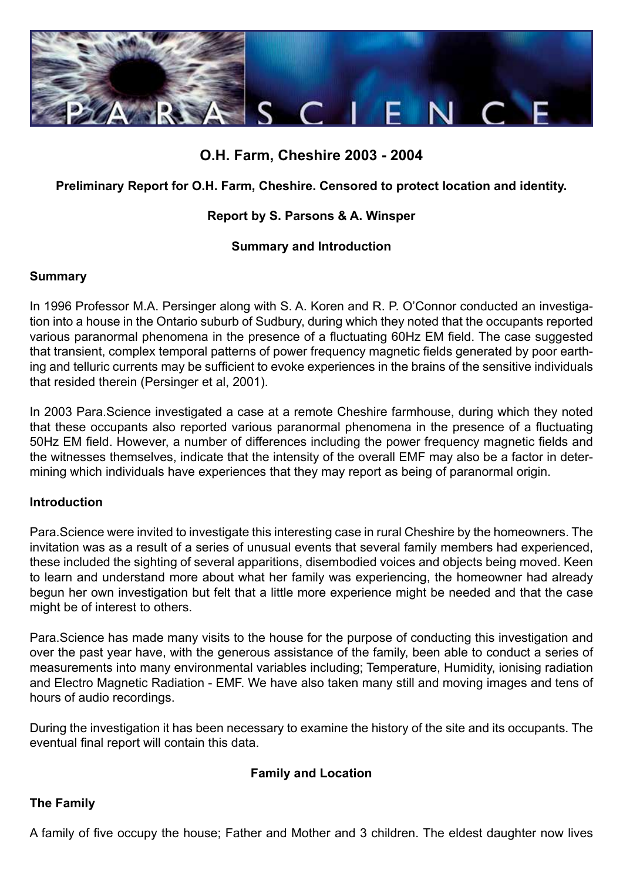# O.H. Farm, Cheshire 2003 - 2004

**Preliminary Report for O.H. Farm, Cheshire. Censored to protect location and identity.**

**Report by S. Parsons & A. Winsper**

## Summary and Introduction

### Summary

In 1996 Professor M.A. Persinger along with S. A. Koren and R. P. O'Connor conducted an investigation into a house in the Ontario suburb of Sudbury, during which they noted that the occupants reported various paranormal phenomena in the presence of a fluctuating 60Hz EM field. The case suggested that transient, complex temporal patterns of power frequency magnetic fields generated by poor earthing and telluric currents may be sufficient to evoke experiences in the brains of the sensitive individuals that resided therein (Persinger et al, 2001).

In 2003 Para.Science investigated a case at a remote Cheshire farmhouse, during which they noted that these occupants also reported various paranormal phenomena in the presence of a fluctuating 50Hz EM field. However, a number of differences including the power frequency magnetic fields and the witnesses themselves, indicate that the intensity of the overall EMF may also be a factor in determining which individuals have experiences that they may report as being of paranormal origin.

### Introduction

Para.Science were invited to investigate this interesting case in rural Cheshire by the homeowners. The invitation was as a result of a series of unusual events that several family members had experienced, these included the sighting of several apparitions, disembodied voices and objects being moved. Keen to learn and understand more about what her family was experiencing, the homeowner had already begun her own investigation but felt that a little more experience might be needed and that the case might be of interest to others.

Para.Science has made many visits to the house for the purpose of conducting this investigation and over the past year have, with the generous assistance of the family, been able to conduct a series of measurements into many environmental variables including; Temperature, Humidity, ionising radiation and Electro Magnetic Radiation - EMF. We have also taken many still and moving images and tens of hours of audio recordings.

During the investigation it has been necessary to examine the history of the site and its occupants. The eventual final report will contain this data.

## Family and Location

### The Family

A family of five occupy the house; Father and Mother and 3 children. The eldest daughter now lives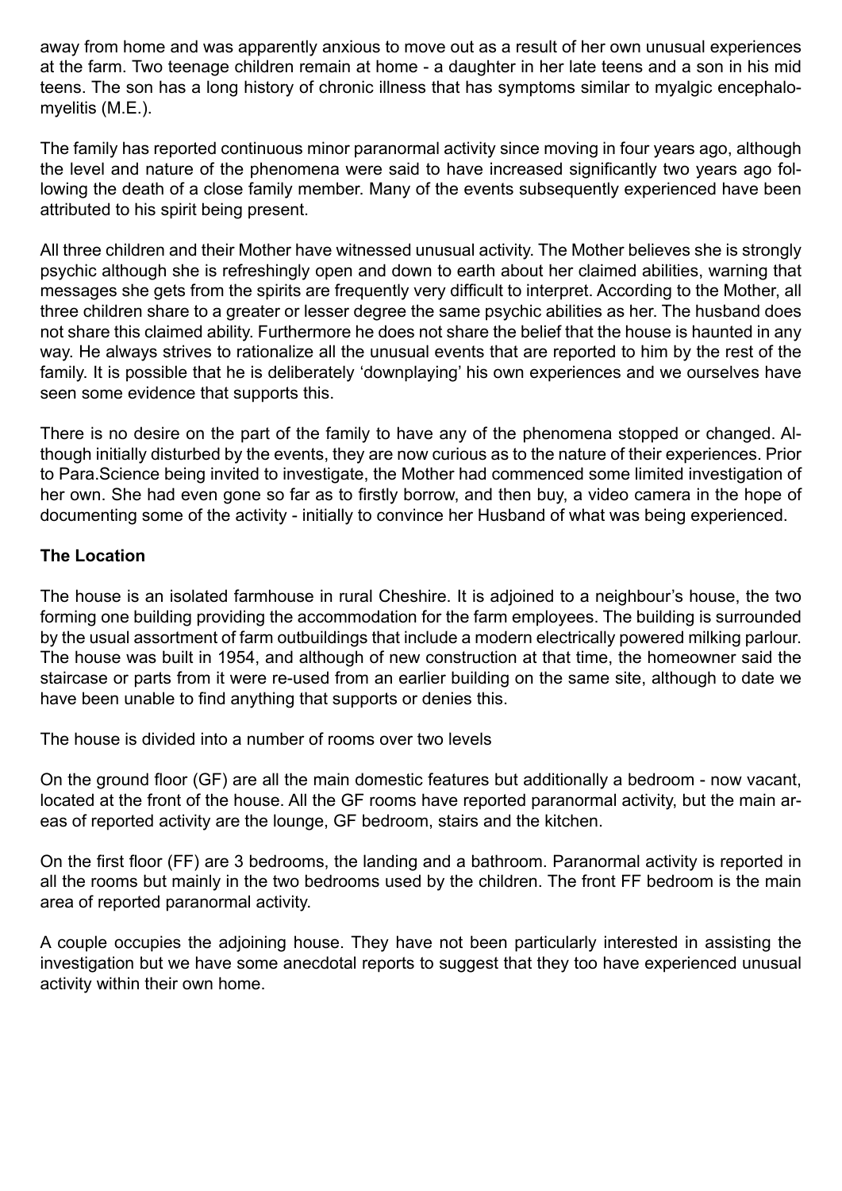away from home and was apparently anxious to move out as a result of her own unusual experiences at the farm. Two teenage children remain at home - a daughter in her late teens and a son in his mid teens. The son has a long history of chronic illness that has symptoms similar to myalgic encephalomyelitis (M.E.).

The family has reported continuous minor paranormal activity since moving in four years ago, although the level and nature of the phenomena were said to have increased significantly two years ago following the death of a close family member. Many of the events subsequently experienced have been attributed to his spirit being present.

All three children and their Mother have witnessed unusual activity. The Mother believes she is strongly psychic although she is refreshingly open and down to earth about her claimed abilities, warning that messages she gets from the spirits are frequently very difficult to interpret. According to the Mother, all three children share to a greater or lesser degree the same psychic abilities as her. The husband does not share this claimed ability. Furthermore he does not share the belief that the house is haunted in any way. He always strives to rationalize all the unusual events that are reported to him by the rest of the family. It is possible that he is deliberately 'downplaying' his own experiences and we ourselves have seen some evidence that supports this.

There is no desire on the part of the family to have any of the phenomena stopped or changed. Although initially disturbed by the events, they are now curious as to the nature of their experiences. Prior to Para.Science being invited to investigate, the Mother had commenced some limited investigation of her own. She had even gone so far as to firstly borrow, and then buy, a video camera in the hope of documenting some of the activity - initially to convince her Husband of what was being experienced.

**The Location**

The house is an isolated farmhouse in rural Cheshire. It is adjoined to a neighbour's house, the two forming one building providing the accommodation for the farm employees. The building is surrounded by the usual assortment of farm outbuildings that include a modern electrically powered milking parlour. The house was built in 1954, and although of new construction at that time, the homeowner said the staircase or parts from it were re-used from an earlier building on the same site, although to date we have been unable to find anything that supports or denies this.

The house is divided into a number of rooms over two levels

On the ground floor (GF) are all the main domestic features but additionally a bedroom - now vacant, located at the front of the house. All the GF rooms have reported paranormal activity, but the main areas of reported activity are the lounge, GF bedroom, stairs and the kitchen.

On the first floor (FF) are 3 bedrooms, the landing and a bathroom. Paranormal activity is reported in all the rooms but mainly in the two bedrooms used by the children. The front FF bedroom is the main area of reported paranormal activity.

A couple occupies the adjoining house. They have not been particularly interested in assisting the investigation but we have some anecdotal reports to suggest that they too have experienced unusual activity within their own home.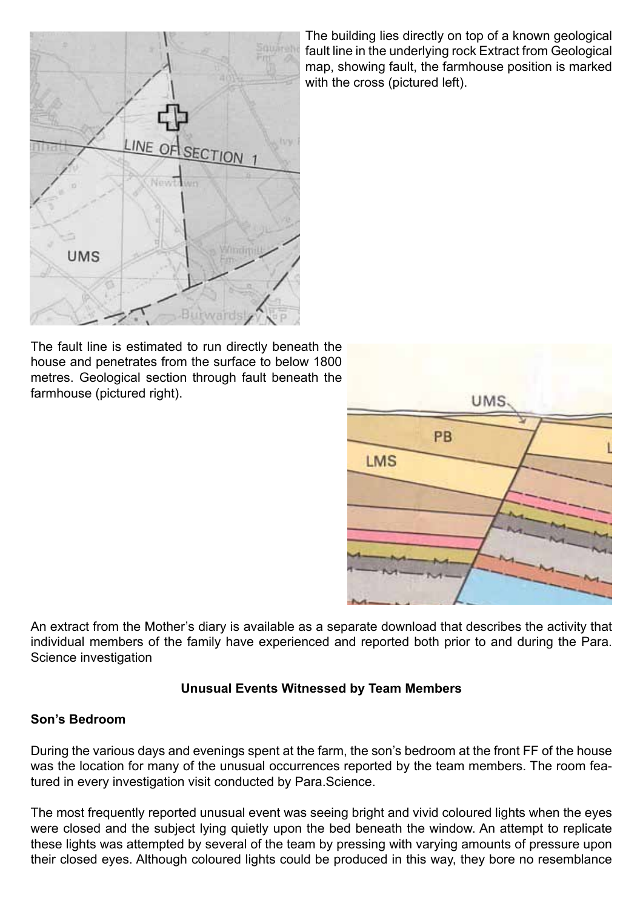The building lies directly on top of a known geological fault line in the underlying rock Extract from Geological map, showing fault, the farmhouse position is marked with the cross (pictured left).

The fault line is estimated to run directly beneath the house and penetrates from the surface to below 1800 metres. Geological section through fault beneath the farmhouse (pictured right).

An extract from the Mother's diary is available as a separate download that describes the activity that individual members of the family have experienced and reported both prior to and during the Para. Science investigation

**Unusual Events Witnessed by Team Members**

**Son's Bedroom**

During the various days and evenings spent at the farm, the son's bedroom at the front FF of the house was the location for many of the unusual occurrences reported by the team members. The room featured in every investigation visit conducted by Para.Science.

The most frequently reported unusual event was seeing bright and vivid coloured lights when the eyes were closed and the subject lying quietly upon the bed beneath the window. An attempt to replicate these lights was attempted by several of the team by pressing with varying amounts of pressure upon their closed eyes. Although coloured lights could be produced in this way, they bore no resemblance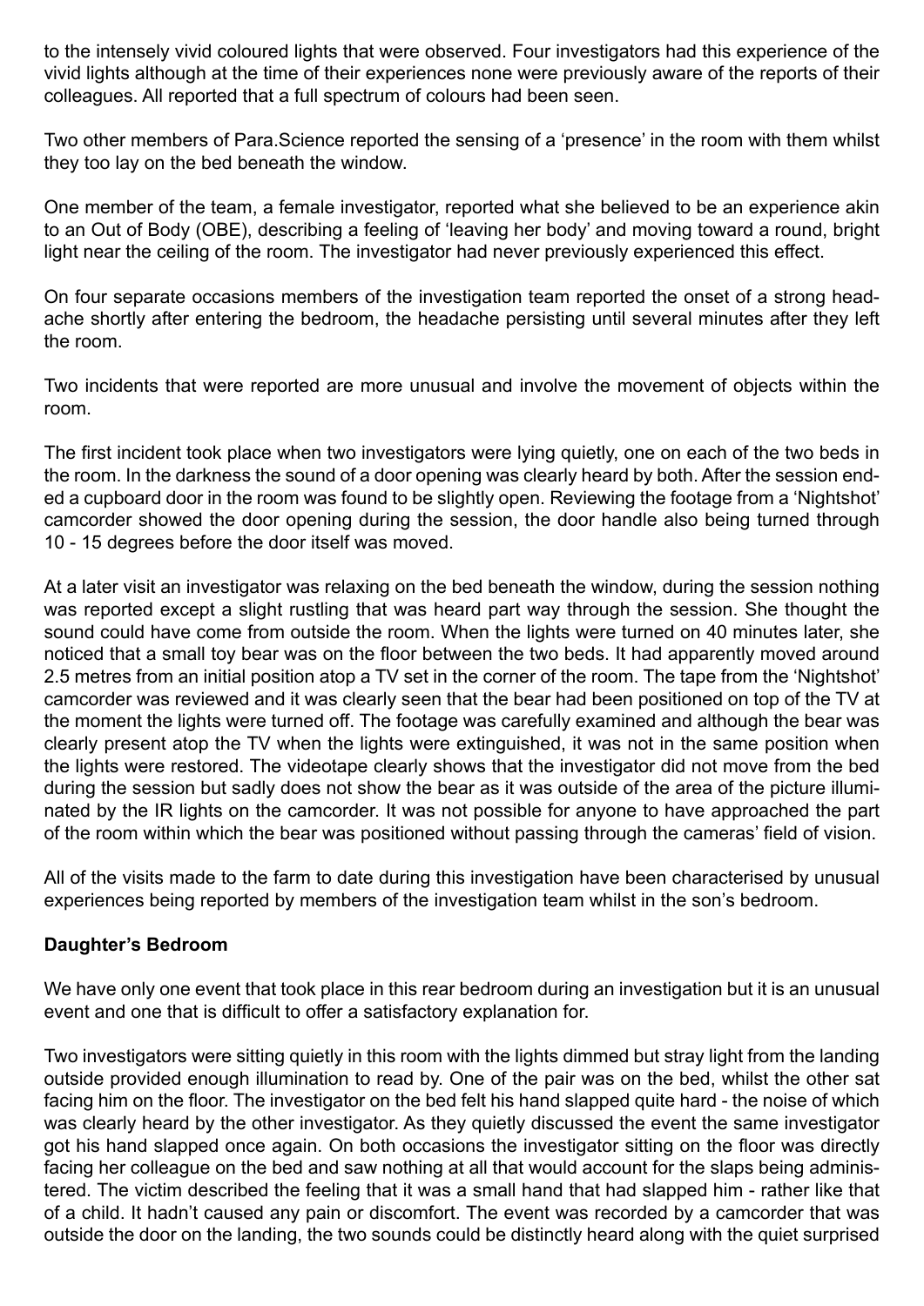to the intensely vivid coloured lights that were observed. Four investigators had this experience of the vivid lights although at the time of their experiences none were previously aware of the reports of their colleagues. All reported that a full spectrum of colours had been seen.

Two other members of Para.Science reported the sensing of a 'presence' in the room with them whilst they too lay on the bed beneath the window.

One member of the team, a female investigator, reported what she believed to be an experience akin to an Out of Body (OBE), describing a feeling of 'leaving her body' and moving toward a round, bright light near the ceiling of the room. The investigator had never previously experienced this effect.

On four separate occasions members of the investigation team reported the onset of a strong headache shortly after entering the bedroom, the headache persisting until several minutes after they left the room.

Two incidents that were reported are more unusual and involve the movement of objects within the room.

The first incident took place when two investigators were lying quietly, one on each of the two beds in the room. In the darkness the sound of a door opening was clearly heard by both. After the session ended a cupboard door in the room was found to be slightly open. Reviewing the footage from a 'Nightshot' camcorder showed the door opening during the session, the door handle also being turned through 10 - 15 degrees before the door itself was moved.

At a later visit an investigator was relaxing on the bed beneath the window, during the session nothing was reported except a slight rustling that was heard part way through the session. She thought the sound could have come from outside the room. When the lights were turned on 40 minutes later, she noticed that a small toy bear was on the floor between the two beds. It had apparently moved around 2.5 metres from an initial position atop a TV set in the corner of the room. The tape from the 'Nightshot' camcorder was reviewed and it was clearly seen that the bear had been positioned on top of the TV at the moment the lights were turned off. The footage was carefully examined and although the bear was clearly present atop the TV when the lights were extinguished, it was not in the same position when the lights were restored. The videotape clearly shows that the investigator did not move from the bed during the session but sadly does not show the bear as it was outside of the area of the picture illuminated by the IR lights on the camcorder. It was not possible for anyone to have approached the part of the room within which the bear was positioned without passing through the cameras' field of vision.

All of the visits made to the farm to date during this investigation have been characterised by unusual experiences being reported by members of the investigation team whilst in the son's bedroom.

**Daughter's Bedroom**

We have only one event that took place in this rear bedroom during an investigation but it is an unusual event and one that is difficult to offer a satisfactory explanation for.

Two investigators were sitting quietly in this room with the lights dimmed but stray light from the landing outside provided enough illumination to read by. One of the pair was on the bed, whilst the other sat facing him on the floor. The investigator on the bed felt his hand slapped quite hard - the noise of which was clearly heard by the other investigator. As they quietly discussed the event the same investigator got his hand slapped once again. On both occasions the investigator sitting on the floor was directly facing her colleague on the bed and saw nothing at all that would account for the slaps being administered. The victim described the feeling that it was a small hand that had slapped him - rather like that of a child. It hadn't caused any pain or discomfort. The event was recorded by a camcorder that was outside the door on the landing, the two sounds could be distinctly heard along with the quiet surprised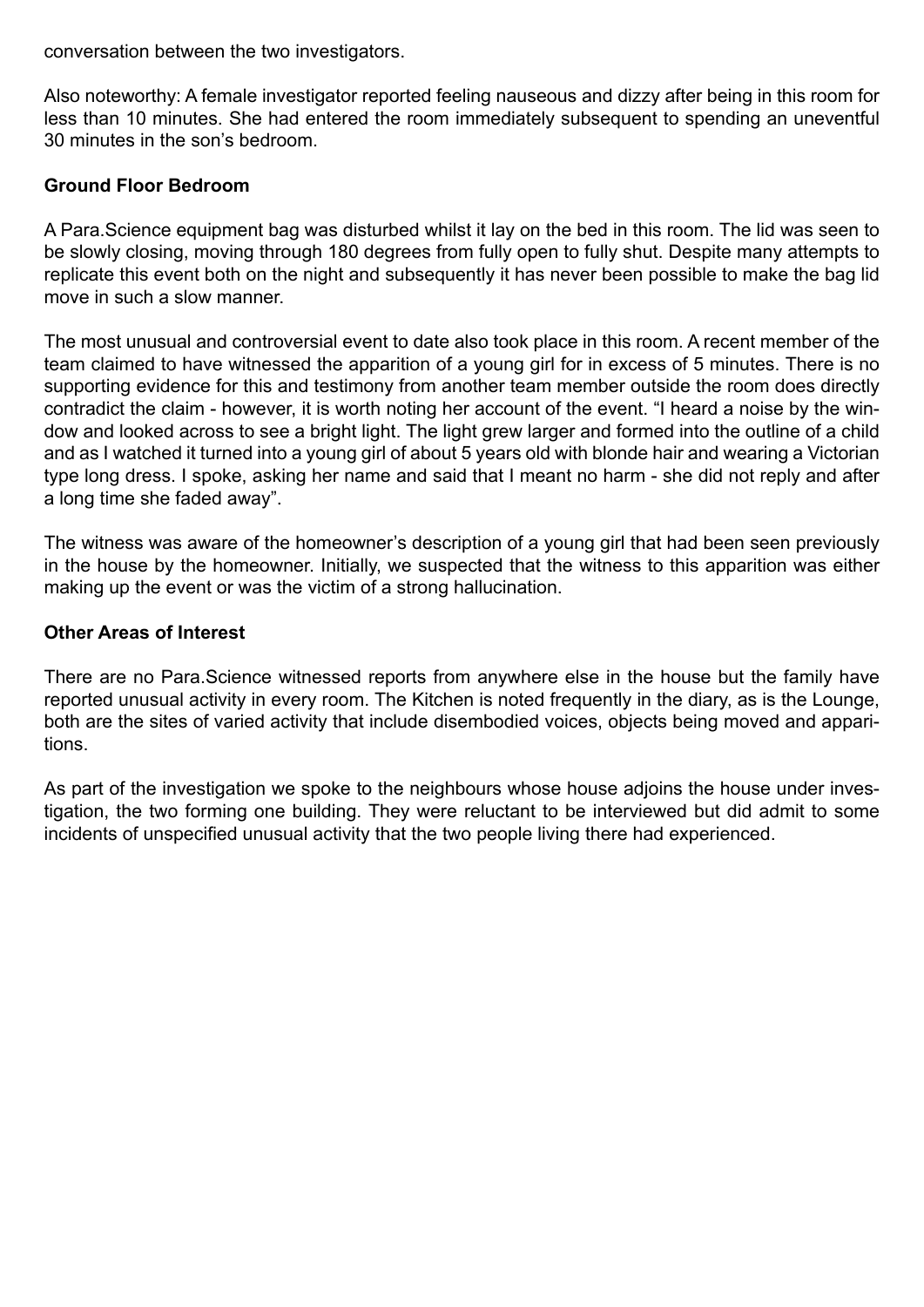conversation between the two investigators.

Also noteworthy: A female investigator reported feeling nauseous and dizzy after being in this room for less than 10 minutes. She had entered the room immediately subsequent to spending an uneventful 30 minutes in the son's bedroom.

**Ground Floor Bedroom**

A Para.Science equipment bag was disturbed whilst it lay on the bed in this room. The lid was seen to be slowly closing, moving through 180 degrees from fully open to fully shut. Despite many attempts to replicate this event both on the night and subsequently it has never been possible to make the bag lid move in such a slow manner.

The most unusual and controversial event to date also took place in this room. A recent member of the team claimed to have witnessed the apparition of a young girl for in excess of 5 minutes. There is no supporting evidence for this and testimony from another team member outside the room does directly contradict the claim - however, it is worth noting her account of the event. "I heard a noise by the window and looked across to see a bright light. The light grew larger and formed into the outline of a child and as I watched it turned into a young girl of about 5 years old with blonde hair and wearing a Victorian type long dress. I spoke, asking her name and said that I meant no harm - she did not reply and after a long time she faded away".

The witness was aware of the homeowner's description of a young girl that had been seen previously in the house by the homeowner. Initially, we suspected that the witness to this apparition was either making up the event or was the victim of a strong hallucination.

**Other Areas of Interest**

There are no Para.Science witnessed reports from anywhere else in the house but the family have reported unusual activity in every room. The Kitchen is noted frequently in the diary, as is the Lounge, both are the sites of varied activity that include disembodied voices, objects being moved and apparitions.

As part of the investigation we spoke to the neighbours whose house adjoins the house under investigation, the two forming one building. They were reluctant to be interviewed but did admit to some incidents of unspecified unusual activity that the two people living there had experienced.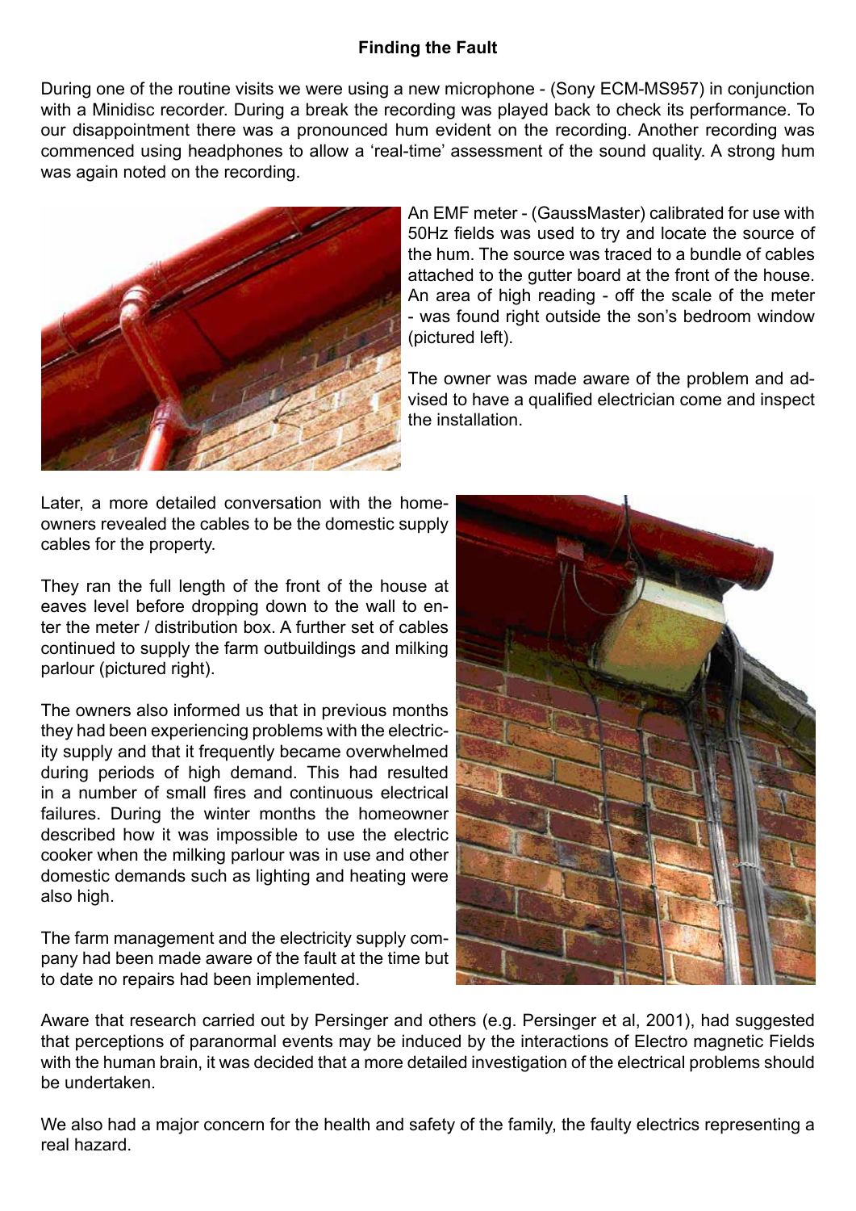**Finding the Fault**

During one of the routine visits we were using a new microphone - (Sony ECM-MS957) in conjunction with a Minidisc recorder. During a break the recording was played back to check its performance. To our disappointment there was a pronounced hum evident on the recording. Another recording was commenced using headphones to allow a 'real-time' assessment of the sound quality. A strong hum was again noted on the recording.

An EMF meter - (GaussMaster) calibrated for use with 50Hz fields was used to try and locate the source of the hum. The source was traced to a bundle of cables attached to the gutter board at the front of the house. An area of high reading - off the scale of the meter - was found right outside the son's bedroom window (pictured left).

The owner was made aware of the problem and advised to have a qualified electrician come and inspect the installation.

Later, a more detailed conversation with the home-owners revealed the cables to be the domestic supply cables for the property.

They ran the full length of the front of the house at eaves level before dropping down to the wall to enter the meter / distribution box. A further set of cables continued to supply the farm outbuildings and milking parlour (pictured right).

The owners also informed us that in previous months they had been experiencing problems with the electricity supply and that it frequently became overwhelmed during periods of high demand. This had resulted in a number of small fires and continuous electrical failures. During the winter months the homeowner described how it was impossible to use the electric cooker when the milking parlour was in use and other domestic demands such as lighting and heating were also high.

The farm management and the electricity supply company had been made aware of the fault at the time but to date no repairs had been implemented.

Aware that research carried out by Persinger and others (e.g. Persinger et al, 2001), had suggested that perceptions of paranormal events may be induced by the interactions of Electro magnetic Fields with the human brain, it was decided that a more detailed investigation of the electrical problems should be undertaken.

We also had a major concern for the health and safety of the family, the faulty electrics representing a real hazard.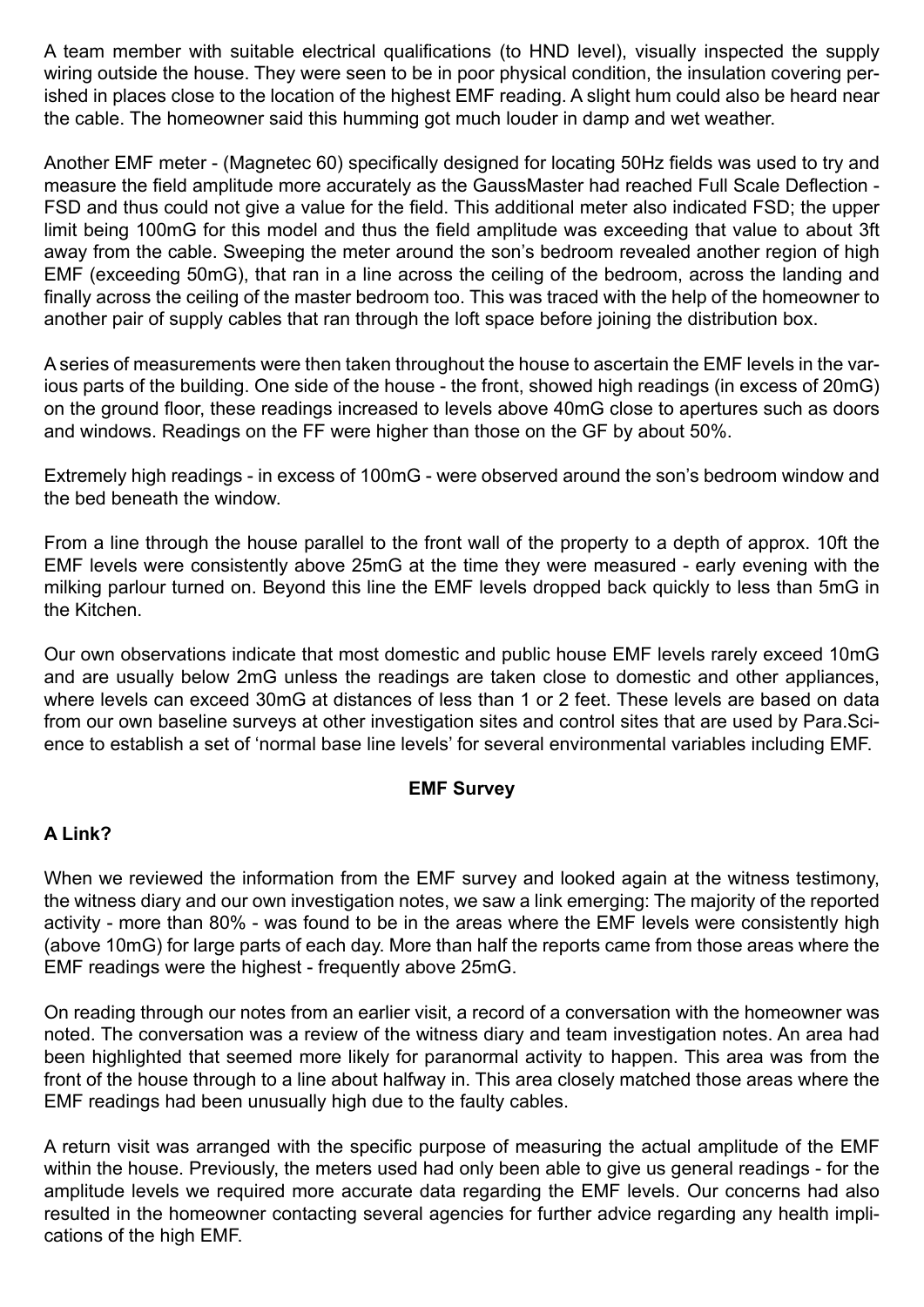A team member with suitable electrical qualifications (to HND level), visually inspected the supply wiring outside the house. They were seen to be in poor physical condition, the insulation covering perished in places close to the location of the highest EMF reading. A slight hum could also be heard near the cable. The homeowner said this humming got much louder in damp and wet weather.

Another EMF meter - (Magnetec 60) specifically designed for locating 50Hz fields was used to try and measure the field amplitude more accurately as the GaussMaster had reached Full Scale Deflection - FSD and thus could not give a value for the field. This additional meter also indicated FSD; the upper limit being 100mG for this model and thus the field amplitude was exceeding that value to about 3ft away from the cable. Sweeping the meter around the son's bedroom revealed another region of high EMF (exceeding 50mG), that ran in a line across the ceiling of the bedroom, across the landing and finally across the ceiling of the master bedroom too. This was traced with the help of the homeowner to another pair of supply cables that ran through the loft space before joining the distribution box.

A series of measurements were then taken throughout the house to ascertain the EMF levels in the various parts of the building. One side of the house - the front, showed high readings (in excess of 20mG) on the ground floor, these readings increased to levels above 40mG close to apertures such as doors and windows. Readings on the FF were higher than those on the GF by about 50%.

Extremely high readings - in excess of 100mG - were observed around the son's bedroom window and the bed beneath the window.

From a line through the house parallel to the front wall of the property to a depth of approx. 10ft the EMF levels were consistently above 25mG at the time they were measured - early evening with the milking parlour turned on. Beyond this line the EMF levels dropped back quickly to less than 5mG in the Kitchen.

Our own observations indicate that most domestic and public house EMF levels rarely exceed 10mG and are usually below 2mG unless the readings are taken close to domestic and other appliances, where levels can exceed 30mG at distances of less than 1 or 2 feet. These levels are based on data from our own baseline surveys at other investigation sites and control sites that are used by Para.Science to establish a set of 'normal base line levels' for several environmental variables including EMF.

**EMF Survey**

**A Link?**

When we reviewed the information from the EMF survey and looked again at the witness testimony, the witness diary and our own investigation notes, we saw a link emerging: The majority of the reported activity - more than 80% - was found to be in the areas where the EMF levels were consistently high (above 10mG) for large parts of each day. More than half the reports came from those areas where the EMF readings were the highest - frequently above 25mG.

On reading through our notes from an earlier visit, a record of a conversation with the homeowner was noted. The conversation was a review of the witness diary and team investigation notes. An area had been highlighted that seemed more likely for paranormal activity to happen. This area was from the front of the house through to a line about halfway in. This area closely matched those areas where the EMF readings had been unusually high due to the faulty cables.

A return visit was arranged with the specific purpose of measuring the actual amplitude of the EMF within the house. Previously, the meters used had only been able to give us general readings - for the amplitude levels we required more accurate data regarding the EMF levels. Our concerns had also resulted in the homeowner contacting several agencies for further advice regarding any health implications of the high EMF.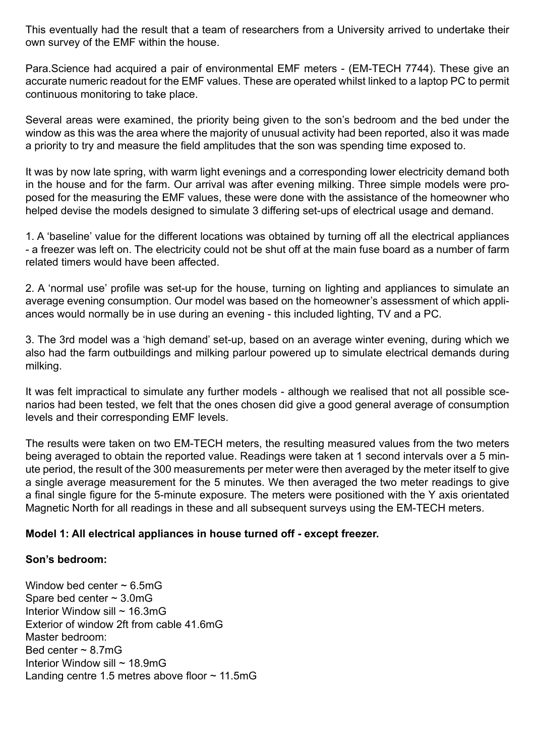This eventually had the result that a team of researchers from a University arrived to undertake their own survey of the EMF within the house.

Para.Science had acquired a pair of environmental EMF meters - (EM-TECH 7744). These give an accurate numeric readout for the EMF values. These are operated whilst linked to a laptop PC to permit continuous monitoring to take place.

Several areas were examined, the priority being given to the son's bedroom and the bed under the window as this was the area where the majority of unusual activity had been reported, also it was made a priority to try and measure the field amplitudes that the son was spending time exposed to.

It was by now late spring, with warm light evenings and a corresponding lower electricity demand both in the house and for the farm. Our arrival was after evening milking. Three simple models were proposed for the measuring the EMF values, these were done with the assistance of the homeowner who helped devise the models designed to simulate 3 differing set-ups of electrical usage and demand.

1. A 'baseline' value for the different locations was obtained by turning off all the electrical appliances - a freezer was left on. The electricity could not be shut off at the main fuse board as a number of farm related timers would have been affected.

2. A 'normal use' profile was set-up for the house, turning on lighting and appliances to simulate an average evening consumption. Our model was based on the homeowner's assessment of which appliances would normally be in use during an evening - this included lighting, TV and a PC.

3. The 3rd model was a 'high demand' set-up, based on an average winter evening, during which we also had the farm outbuildings and milking parlour powered up to simulate electrical demands during milking.

It was felt impractical to simulate any further models - although we realised that not all possible scenarios had been tested, we felt that the ones chosen did give a good general average of consumption levels and their corresponding EMF levels.

The results were taken on two EM-TECH meters, the resulting measured values from the two meters being averaged to obtain the reported value. Readings were taken at 1 second intervals over a 5 minute period, the result of the 300 measurements per meter were then averaged by the meter itself to give a single average measurement for the 5 minutes. We then averaged the two meter readings to give a final single figure for the 5-minute exposure. The meters were positioned with the Y axis orientated Magnetic North for all readings in these and all subsequent surveys using the EM-TECH meters.

**Model 1: All electrical appliances in house turned off - except freezer.**

**Son's bedroom:**

Window bed center ~ 6.5mG
Spare bed center ~ 3.0mG
Interior Window sill ~ 16.3mG
Exterior of window 2ft from cable 41.6mG
Master bedroom:
Bed center ~ 8.7mG
Interior Window sill ~ 18.9mG
Landing centre 1.5 metres above floor ~ 11.5mG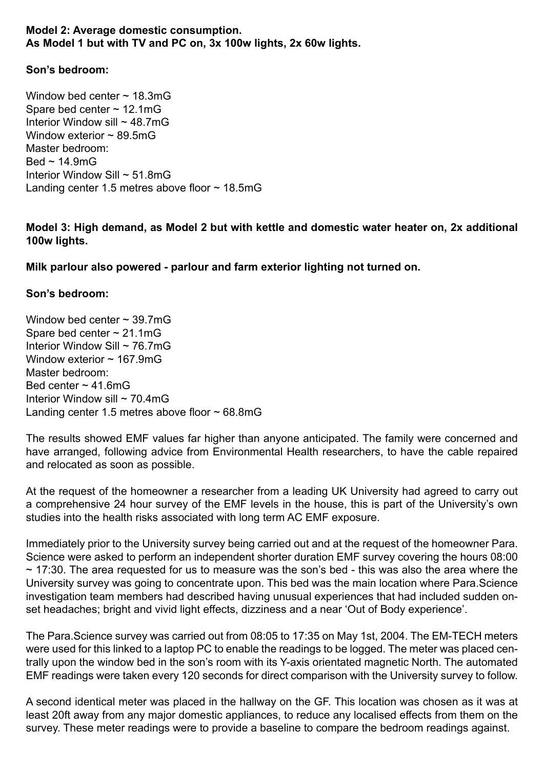**Model 2: Average domestic consumption.**
**As Model 1 but with TV and PC on, 3x 100w lights, 2x 60w lights.**

**Son's bedroom:**

Window bed center ~ 18.3mG
Spare bed center ~ 12.1mG
Interior Window sill ~ 48.7mG
Window exterior ~ 89.5mG
Master bedroom:
Bed ~ 14.9mG
Interior Window Sill ~ 51.8mG
Landing center 1.5 metres above floor ~ 18.5mG

**Model 3: High demand, as Model 2 but with kettle and domestic water heater on, 2x additional 100w lights.**

**Milk parlour also powered - parlour and farm exterior lighting not turned on.**

**Son's bedroom:**

Window bed center ~ 39.7mG
Spare bed center ~ 21.1mG
Interior Window Sill ~ 76.7mG
Window exterior ~ 167.9mG
Master bedroom:
Bed center ~ 41.6mG
Interior Window sill ~ 70.4mG
Landing center 1.5 metres above floor ~ 68.8mG

The results showed EMF values far higher than anyone anticipated. The family were concerned and have arranged, following advice from Environmental Health researchers, to have the cable repaired and relocated as soon as possible.

At the request of the homeowner a researcher from a leading UK University had agreed to carry out a comprehensive 24 hour survey of the EMF levels in the house, this is part of the University's own studies into the health risks associated with long term AC EMF exposure.

Immediately prior to the University survey being carried out and at the request of the homeowner Para. Science were asked to perform an independent shorter duration EMF survey covering the hours 08:00 ~ 17:30. The area requested for us to measure was the son's bed - this was also the area where the University survey was going to concentrate upon. This bed was the main location where Para.Science investigation team members had described having unusual experiences that had included sudden onset headaches; bright and vivid light effects, dizziness and a near 'Out of Body experience'.

The Para.Science survey was carried out from 08:05 to 17:35 on May 1st, 2004. The EM-TECH meters were used for this linked to a laptop PC to enable the readings to be logged. The meter was placed centrally upon the window bed in the son's room with its Y-axis orientated magnetic North. The automated EMF readings were taken every 120 seconds for direct comparison with the University survey to follow.

A second identical meter was placed in the hallway on the GF. This location was chosen as it was at least 20ft away from any major domestic appliances, to reduce any localised effects from them on the survey. These meter readings were to provide a baseline to compare the bedroom readings against.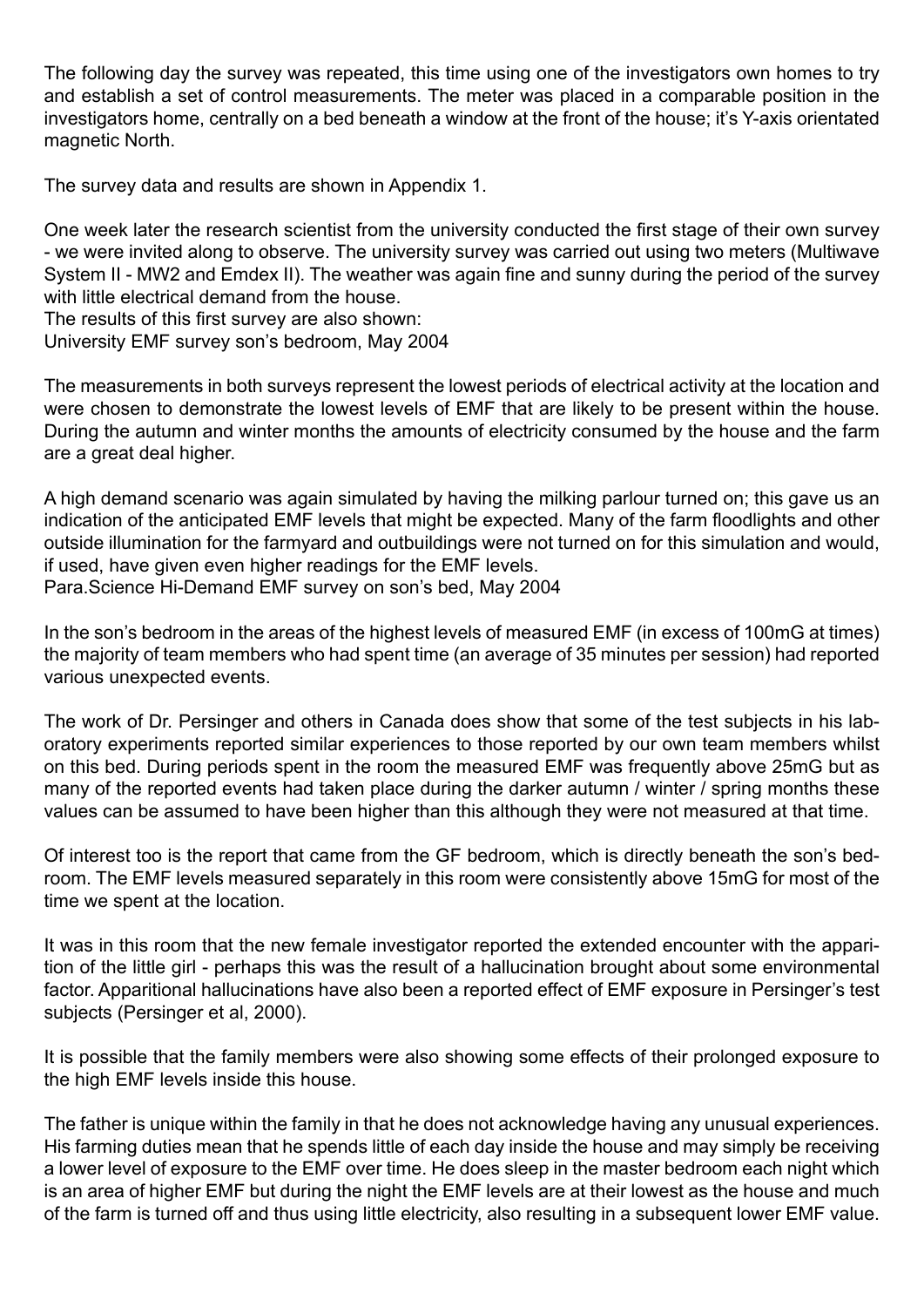The following day the survey was repeated, this time using one of the investigators own homes to try and establish a set of control measurements. The meter was placed in a comparable position in the investigators home, centrally on a bed beneath a window at the front of the house; it's Y-axis orientated magnetic North.

The survey data and results are shown in Appendix 1.

One week later the research scientist from the university conducted the first stage of their own survey - we were invited along to observe. The university survey was carried out using two meters (Multiwave System II - MW2 and Emdex II). The weather was again fine and sunny during the period of the survey with little electrical demand from the house.
The results of this first survey are also shown:
University EMF survey son's bedroom, May 2004

The measurements in both surveys represent the lowest periods of electrical activity at the location and were chosen to demonstrate the lowest levels of EMF that are likely to be present within the house. During the autumn and winter months the amounts of electricity consumed by the house and the farm are a great deal higher.

A high demand scenario was again simulated by having the milking parlour turned on; this gave us an indication of the anticipated EMF levels that might be expected. Many of the farm floodlights and other outside illumination for the farmyard and outbuildings were not turned on for this simulation and would, if used, have given even higher readings for the EMF levels.
Para.Science Hi-Demand EMF survey on son's bed, May 2004

In the son's bedroom in the areas of the highest levels of measured EMF (in excess of 100mG at times) the majority of team members who had spent time (an average of 35 minutes per session) had reported various unexpected events.

The work of Dr. Persinger and others in Canada does show that some of the test subjects in his laboratory experiments reported similar experiences to those reported by our own team members whilst on this bed. During periods spent in the room the measured EMF was frequently above 25mG but as many of the reported events had taken place during the darker autumn / winter / spring months these values can be assumed to have been higher than this although they were not measured at that time.

Of interest too is the report that came from the GF bedroom, which is directly beneath the son's bedroom. The EMF levels measured separately in this room were consistently above 15mG for most of the time we spent at the location.

It was in this room that the new female investigator reported the extended encounter with the apparition of the little girl - perhaps this was the result of a hallucination brought about some environmental factor. Apparitional hallucinations have also been a reported effect of EMF exposure in Persinger's test subjects (Persinger et al, 2000).

It is possible that the family members were also showing some effects of their prolonged exposure to the high EMF levels inside this house.

The father is unique within the family in that he does not acknowledge having any unusual experiences. His farming duties mean that he spends little of each day inside the house and may simply be receiving a lower level of exposure to the EMF over time. He does sleep in the master bedroom each night which is an area of higher EMF but during the night the EMF levels are at their lowest as the house and much of the farm is turned off and thus using little electricity, also resulting in a subsequent lower EMF value.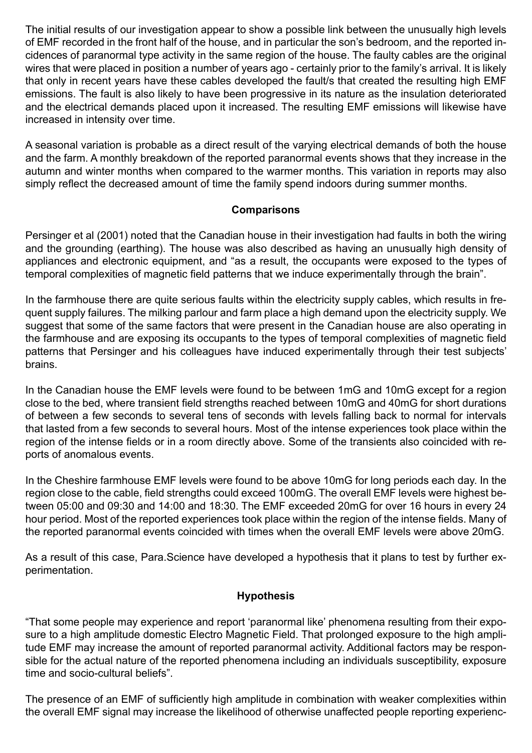The initial results of our investigation appear to show a possible link between the unusually high levels of EMF recorded in the front half of the house, and in particular the son's bedroom, and the reported incidences of paranormal type activity in the same region of the house. The faulty cables are the original wires that were placed in position a number of years ago - certainly prior to the family's arrival. It is likely that only in recent years have these cables developed the fault/s that created the resulting high EMF emissions. The fault is also likely to have been progressive in its nature as the insulation deteriorated and the electrical demands placed upon it increased. The resulting EMF emissions will likewise have increased in intensity over time.

A seasonal variation is probable as a direct result of the varying electrical demands of both the house and the farm. A monthly breakdown of the reported paranormal events shows that they increase in the autumn and winter months when compared to the warmer months. This variation in reports may also simply reflect the decreased amount of time the family spend indoors during summer months.

## Comparisons

Persinger et al (2001) noted that the Canadian house in their investigation had faults in both the wiring and the grounding (earthing). The house was also described as having an unusually high density of appliances and electronic equipment, and "as a result, the occupants were exposed to the types of temporal complexities of magnetic field patterns that we induce experimentally through the brain".

In the farmhouse there are quite serious faults within the electricity supply cables, which results in frequent supply failures. The milking parlour and farm place a high demand upon the electricity supply. We suggest that some of the same factors that were present in the Canadian house are also operating in the farmhouse and are exposing its occupants to the types of temporal complexities of magnetic field patterns that Persinger and his colleagues have induced experimentally through their test subjects' brains.

In the Canadian house the EMF levels were found to be between 1mG and 10mG except for a region close to the bed, where transient field strengths reached between 10mG and 40mG for short durations of between a few seconds to several tens of seconds with levels falling back to normal for intervals that lasted from a few seconds to several hours. Most of the intense experiences took place within the region of the intense fields or in a room directly above. Some of the transients also coincided with reports of anomalous events.

In the Cheshire farmhouse EMF levels were found to be above 10mG for long periods each day. In the region close to the cable, field strengths could exceed 100mG. The overall EMF levels were highest between 05:00 and 09:30 and 14:00 and 18:30. The EMF exceeded 20mG for over 16 hours in every 24 hour period. Most of the reported experiences took place within the region of the intense fields. Many of the reported paranormal events coincided with times when the overall EMF levels were above 20mG.

As a result of this case, Para.Science have developed a hypothesis that it plans to test by further experimentation.

## Hypothesis

"That some people may experience and report 'paranormal like' phenomena resulting from their exposure to a high amplitude domestic Electro Magnetic Field. That prolonged exposure to the high amplitude EMF may increase the amount of reported paranormal activity. Additional factors may be responsible for the actual nature of the reported phenomena including an individuals susceptibility, exposure time and socio-cultural beliefs".

The presence of an EMF of sufficiently high amplitude in combination with weaker complexities within the overall EMF signal may increase the likelihood of otherwise unaffected people reporting experienc-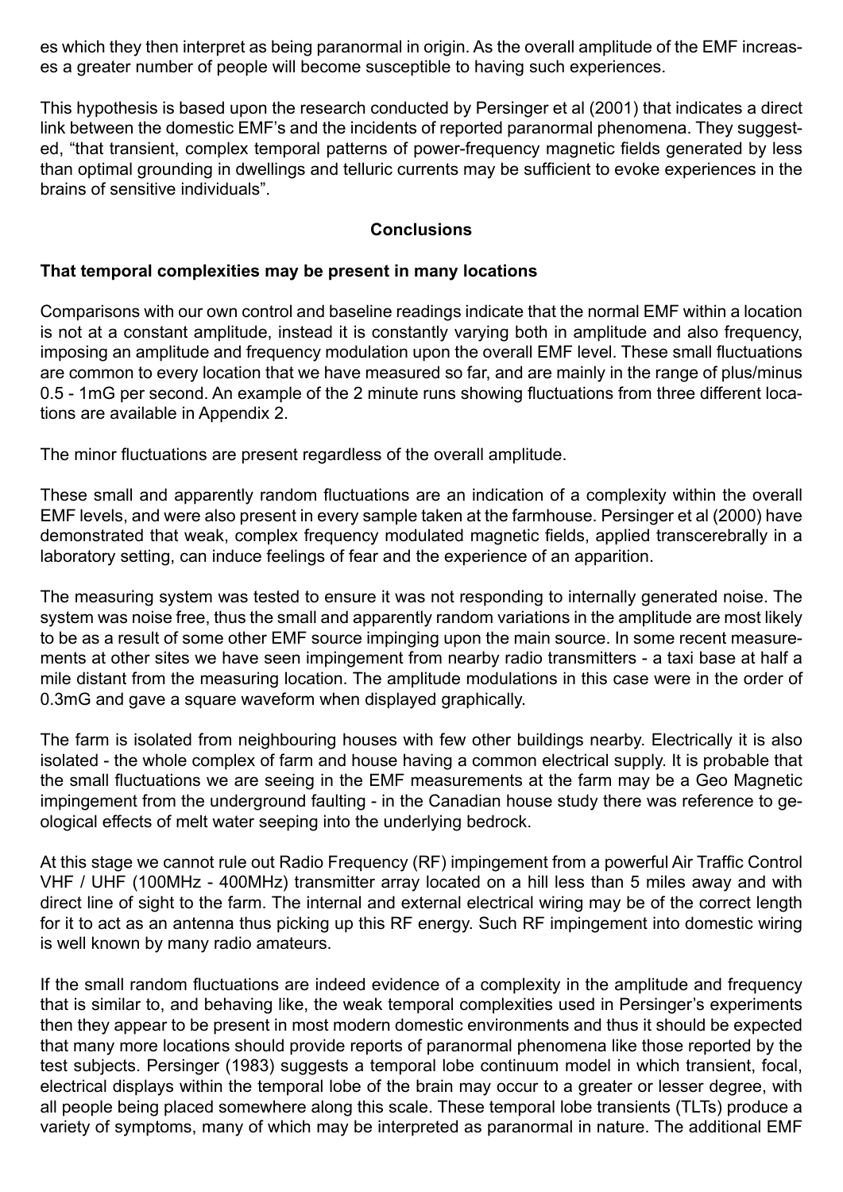es which they then interpret as being paranormal in origin. As the overall amplitude of the EMF increases a greater number of people will become susceptible to having such experiences.

This hypothesis is based upon the research conducted by Persinger et al (2001) that indicates a direct link between the domestic EMF's and the incidents of reported paranormal phenomena. They suggested, "that transient, complex temporal patterns of power-frequency magnetic fields generated by less than optimal grounding in dwellings and telluric currents may be sufficient to evoke experiences in the brains of sensitive individuals".

## Conclusions

### That temporal complexities may be present in many locations

Comparisons with our own control and baseline readings indicate that the normal EMF within a location is not at a constant amplitude, instead it is constantly varying both in amplitude and also frequency, imposing an amplitude and frequency modulation upon the overall EMF level. These small fluctuations are common to every location that we have measured so far, and are mainly in the range of plus/minus 0.5 - 1mG per second. An example of the 2 minute runs showing fluctuations from three different locations are available in Appendix 2.

The minor fluctuations are present regardless of the overall amplitude.

These small and apparently random fluctuations are an indication of a complexity within the overall EMF levels, and were also present in every sample taken at the farmhouse. Persinger et al (2000) have demonstrated that weak, complex frequency modulated magnetic fields, applied transcerebrally in a laboratory setting, can induce feelings of fear and the experience of an apparition.

The measuring system was tested to ensure it was not responding to internally generated noise. The system was noise free, thus the small and apparently random variations in the amplitude are most likely to be as a result of some other EMF source impinging upon the main source. In some recent measurements at other sites we have seen impingement from nearby radio transmitters - a taxi base at half a mile distant from the measuring location. The amplitude modulations in this case were in the order of 0.3mG and gave a square waveform when displayed graphically.

The farm is isolated from neighbouring houses with few other buildings nearby. Electrically it is also isolated - the whole complex of farm and house having a common electrical supply. It is probable that the small fluctuations we are seeing in the EMF measurements at the farm may be a Geo Magnetic impingement from the underground faulting - in the Canadian house study there was reference to geological effects of melt water seeping into the underlying bedrock.

At this stage we cannot rule out Radio Frequency (RF) impingement from a powerful Air Traffic Control VHF / UHF (100MHz - 400MHz) transmitter array located on a hill less than 5 miles away and with direct line of sight to the farm. The internal and external electrical wiring may be of the correct length for it to act as an antenna thus picking up this RF energy. Such RF impingement into domestic wiring is well known by many radio amateurs.

If the small random fluctuations are indeed evidence of a complexity in the amplitude and frequency that is similar to, and behaving like, the weak temporal complexities used in Persinger's experiments then they appear to be present in most modern domestic environments and thus it should be expected that many more locations should provide reports of paranormal phenomena like those reported by the test subjects. Persinger (1983) suggests a temporal lobe continuum model in which transient, focal, electrical displays within the temporal lobe of the brain may occur to a greater or lesser degree, with all people being placed somewhere along this scale. These temporal lobe transients (TLTs) produce a variety of symptoms, many of which may be interpreted as paranormal in nature. The additional EMF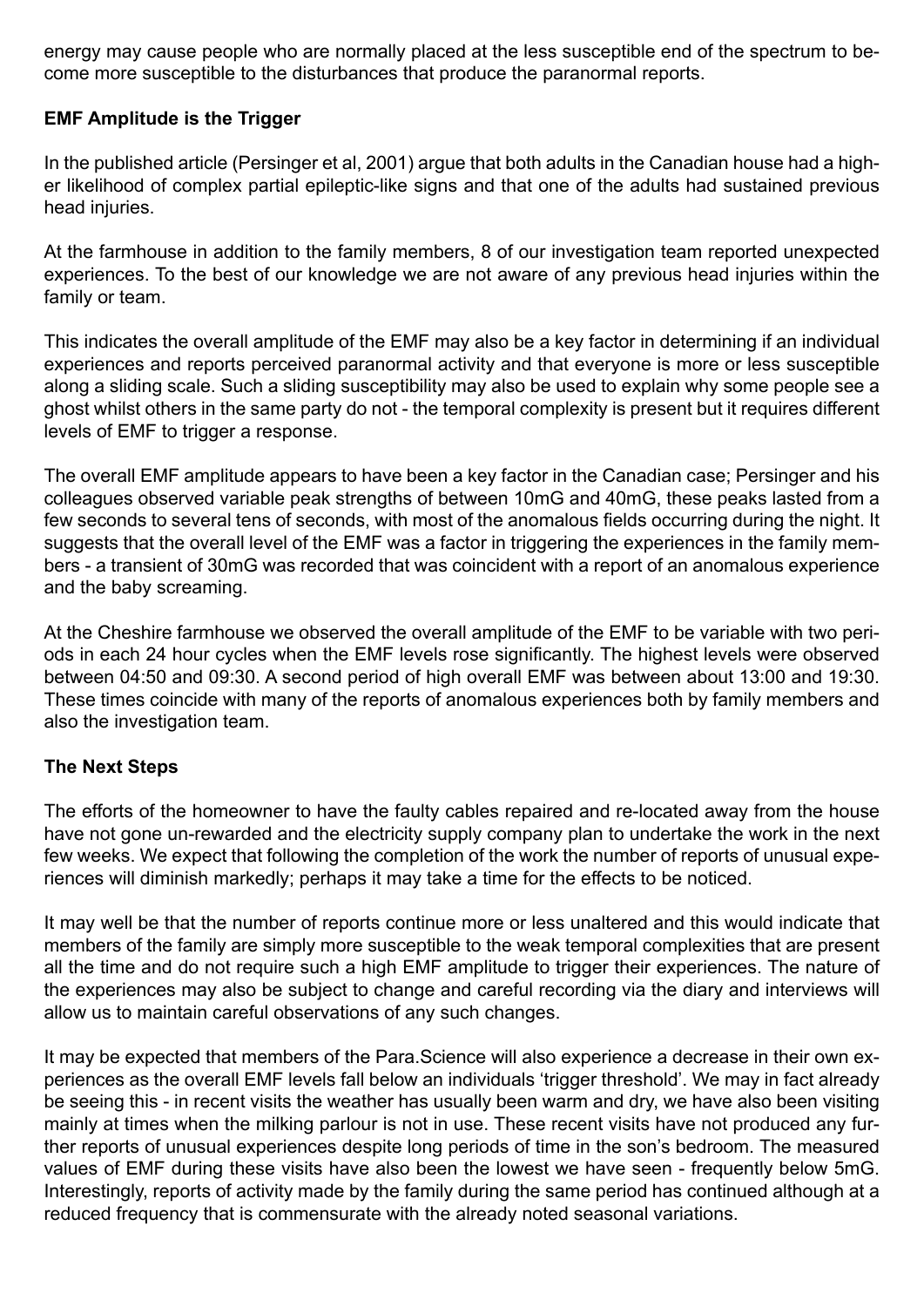energy may cause people who are normally placed at the less susceptible end of the spectrum to become more susceptible to the disturbances that produce the paranormal reports.

**EMF Amplitude is the Trigger**

In the published article (Persinger et al, 2001) argue that both adults in the Canadian house had a higher likelihood of complex partial epileptic-like signs and that one of the adults had sustained previous head injuries.

At the farmhouse in addition to the family members, 8 of our investigation team reported unexpected experiences. To the best of our knowledge we are not aware of any previous head injuries within the family or team.

This indicates the overall amplitude of the EMF may also be a key factor in determining if an individual experiences and reports perceived paranormal activity and that everyone is more or less susceptible along a sliding scale. Such a sliding susceptibility may also be used to explain why some people see a ghost whilst others in the same party do not - the temporal complexity is present but it requires different levels of EMF to trigger a response.

The overall EMF amplitude appears to have been a key factor in the Canadian case; Persinger and his colleagues observed variable peak strengths of between 10mG and 40mG, these peaks lasted from a few seconds to several tens of seconds, with most of the anomalous fields occurring during the night. It suggests that the overall level of the EMF was a factor in triggering the experiences in the family members - a transient of 30mG was recorded that was coincident with a report of an anomalous experience and the baby screaming.

At the Cheshire farmhouse we observed the overall amplitude of the EMF to be variable with two periods in each 24 hour cycles when the EMF levels rose significantly. The highest levels were observed between 04:50 and 09:30. A second period of high overall EMF was between about 13:00 and 19:30. These times coincide with many of the reports of anomalous experiences both by family members and also the investigation team.

**The Next Steps**

The efforts of the homeowner to have the faulty cables repaired and re-located away from the house have not gone un-rewarded and the electricity supply company plan to undertake the work in the next few weeks. We expect that following the completion of the work the number of reports of unusual experiences will diminish markedly; perhaps it may take a time for the effects to be noticed.

It may well be that the number of reports continue more or less unaltered and this would indicate that members of the family are simply more susceptible to the weak temporal complexities that are present all the time and do not require such a high EMF amplitude to trigger their experiences. The nature of the experiences may also be subject to change and careful recording via the diary and interviews will allow us to maintain careful observations of any such changes.

It may be expected that members of the Para.Science will also experience a decrease in their own experiences as the overall EMF levels fall below an individuals 'trigger threshold'. We may in fact already be seeing this - in recent visits the weather has usually been warm and dry, we have also been visiting mainly at times when the milking parlour is not in use. These recent visits have not produced any further reports of unusual experiences despite long periods of time in the son's bedroom. The measured values of EMF during these visits have also been the lowest we have seen - frequently below 5mG. Interestingly, reports of activity made by the family during the same period has continued although at a reduced frequency that is commensurate with the already noted seasonal variations.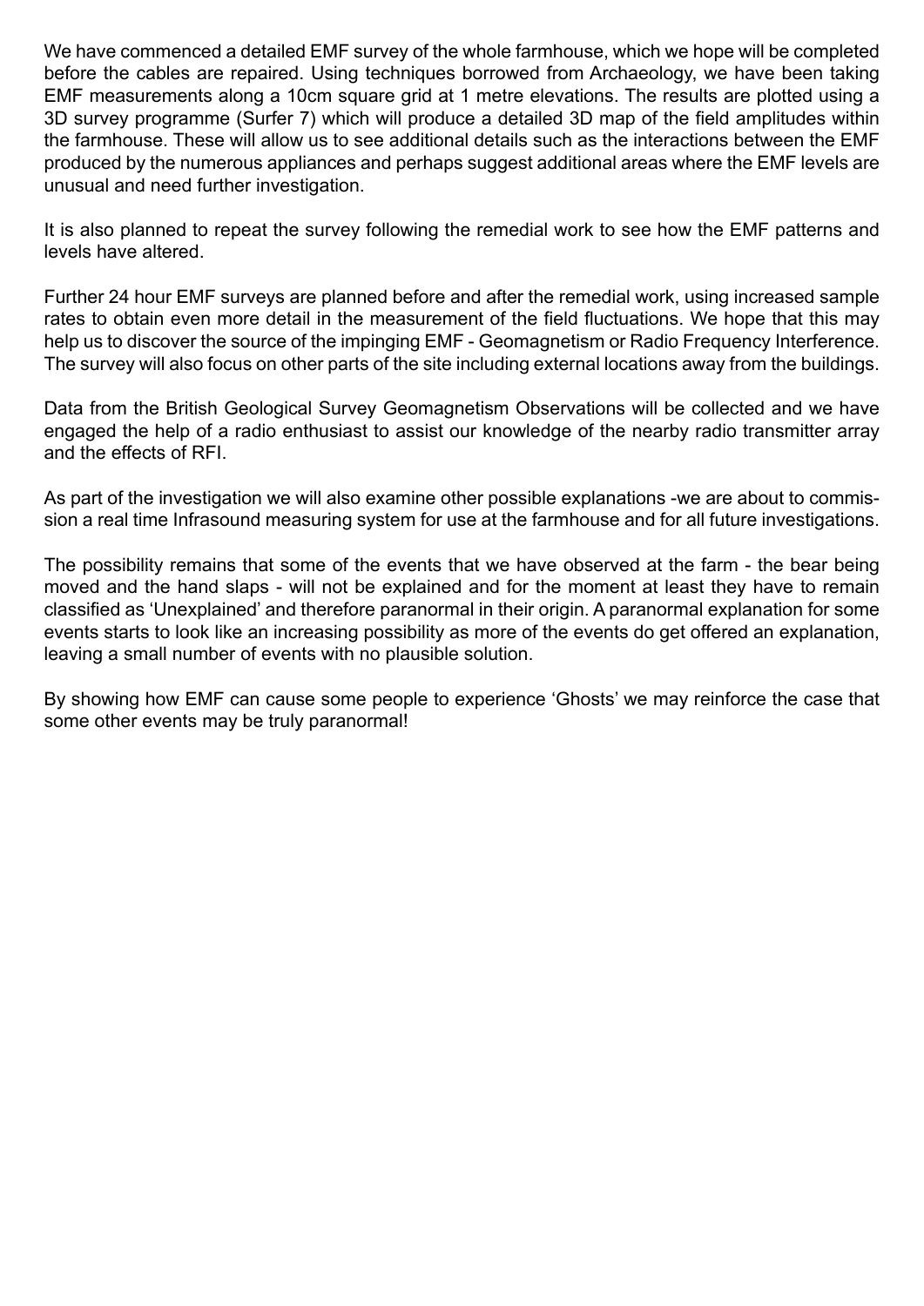We have commenced a detailed EMF survey of the whole farmhouse, which we hope will be completed before the cables are repaired. Using techniques borrowed from Archaeology, we have been taking EMF measurements along a 10cm square grid at 1 metre elevations. The results are plotted using a 3D survey programme (Surfer 7) which will produce a detailed 3D map of the field amplitudes within the farmhouse. These will allow us to see additional details such as the interactions between the EMF produced by the numerous appliances and perhaps suggest additional areas where the EMF levels are unusual and need further investigation.

It is also planned to repeat the survey following the remedial work to see how the EMF patterns and levels have altered.

Further 24 hour EMF surveys are planned before and after the remedial work, using increased sample rates to obtain even more detail in the measurement of the field fluctuations. We hope that this may help us to discover the source of the impinging EMF - Geomagnetism or Radio Frequency Interference. The survey will also focus on other parts of the site including external locations away from the buildings.

Data from the British Geological Survey Geomagnetism Observations will be collected and we have engaged the help of a radio enthusiast to assist our knowledge of the nearby radio transmitter array and the effects of RFI.

As part of the investigation we will also examine other possible explanations -we are about to commission a real time Infrasound measuring system for use at the farmhouse and for all future investigations.

The possibility remains that some of the events that we have observed at the farm - the bear being moved and the hand slaps - will not be explained and for the moment at least they have to remain classified as 'Unexplained' and therefore paranormal in their origin. A paranormal explanation for some events starts to look like an increasing possibility as more of the events do get offered an explanation, leaving a small number of events with no plausible solution.

By showing how EMF can cause some people to experience 'Ghosts' we may reinforce the case that some other events may be truly paranormal!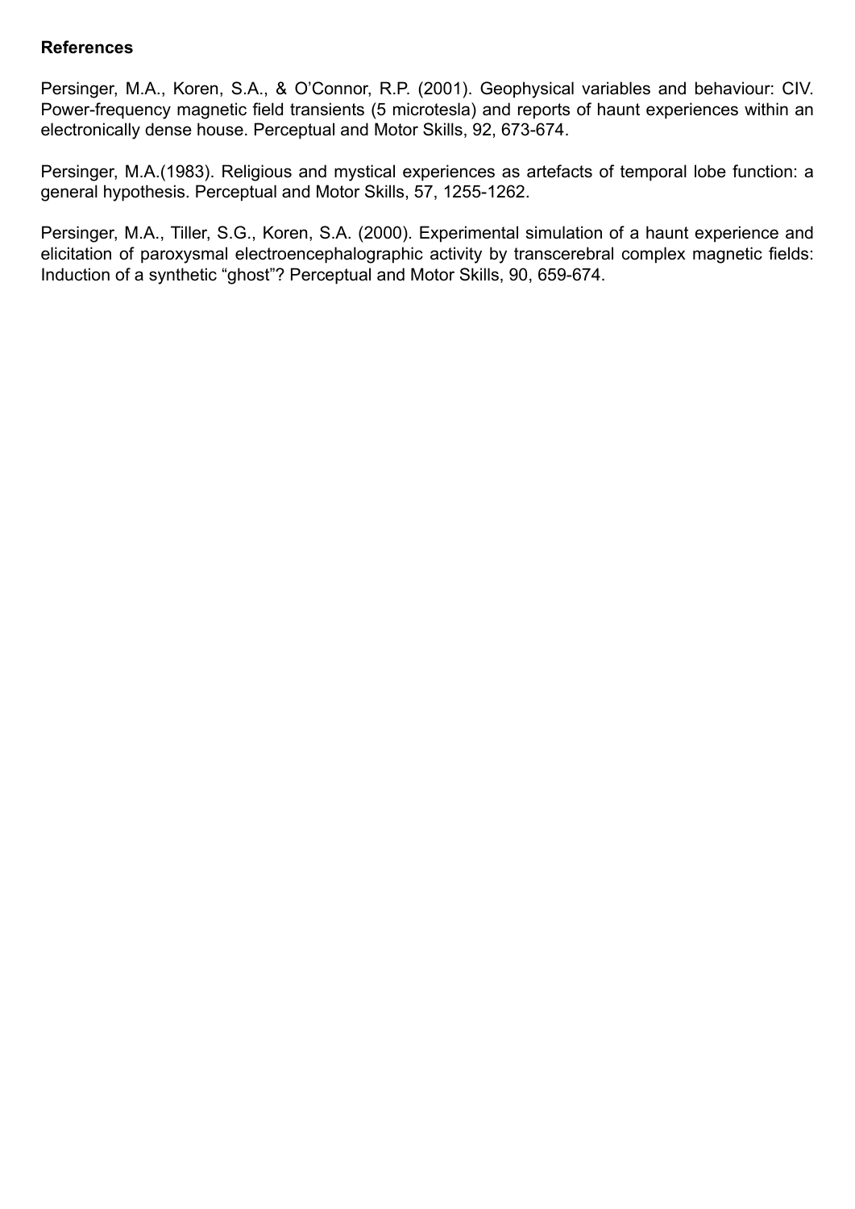**References**

Persinger, M.A., Koren, S.A., & O'Connor, R.P. (2001). Geophysical variables and behaviour: CIV. Power-frequency magnetic field transients (5 microtesla) and reports of haunt experiences within an electronically dense house. Perceptual and Motor Skills, 92, 673-674.

Persinger, M.A.(1983). Religious and mystical experiences as artefacts of temporal lobe function: a general hypothesis. Perceptual and Motor Skills, 57, 1255-1262.

Persinger, M.A., Tiller, S.G., Koren, S.A. (2000). Experimental simulation of a haunt experience and elicitation of paroxysmal electroencephalographic activity by transcerebral complex magnetic fields: Induction of a synthetic "ghost"? Perceptual and Motor Skills, 90, 659-674.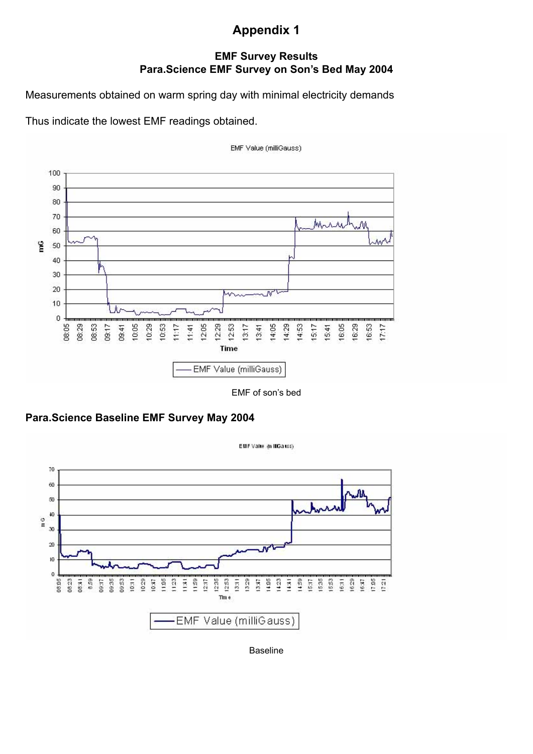# Appendix 1

### EMF Survey Results
### Para.Science EMF Survey on Son's Bed May 2004

Measurements obtained on warm spring day with minimal electricity demands

Thus indicate the lowest EMF readings obtained.

EMF Value (milliGauss)

mG

100
90
80
70
60
50
40
30
20
10
0

08:05 08:29 08:53 09:17 09:41 10:05 10:29 10:53 11:17 11:41 12:05 12:29 12:53 13:17 13:41 14:05 14:29 14:53 15:17 15:41 16:05 16:29 16:53 17:17

Time

EMF Value (milliGauss)

EMF of son's bed

**Para.Science Baseline EMF Survey May 2004**

EMF Value (milliGauss)

mG

70
60
50
40
30
20
10
0

08:05 08:23 08:41 8:59 09:17 09:35 09:53 10:11 10:29 10:47 11:05 11:23 11:41 11:59 12:17 12:35 12:53 13:11 13:29 13:47 14:05 14:23 14:41 14:59 15:17 15:35 15:53 16:11 16:29 16:47 17:05 17:21

Time

EMF Value (milliGauss)

Baseline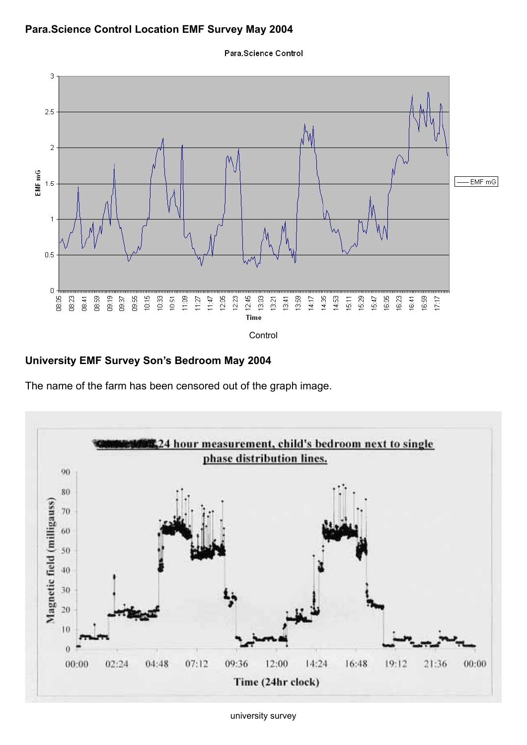**Para.Science Control Location EMF Survey May 2004**

Para.Science Control

EMF mG

3
2.5
2
1.5
1
0.5
0

08:05 08:23 08:41 08:59 09:19 09:37 09:55 10:15 10:33 10:51 11:09 11:27 11:47 12:05 12:23 12:45 13:03 13:21 13:41 13:59 14:17 14:35 14:53 15:11 15:29 15:47 16:05 16:23 16:41 16:59 17:17

Time

EMF mG

Control

**University EMF Survey Son's Bedroom May 2004**

The name of the farm has been censored out of the graph image.

24 hour measurement, child's bedroom next to single phase distribution lines.

Magnetic field (milligauss)

90
80
70
60
50
40
30
20
10
0

00:00 02:24 04:48 07:12 09:36 12:00 14:24 16:48 19:12 21:36 00:00

Time (24hr clock)

university survey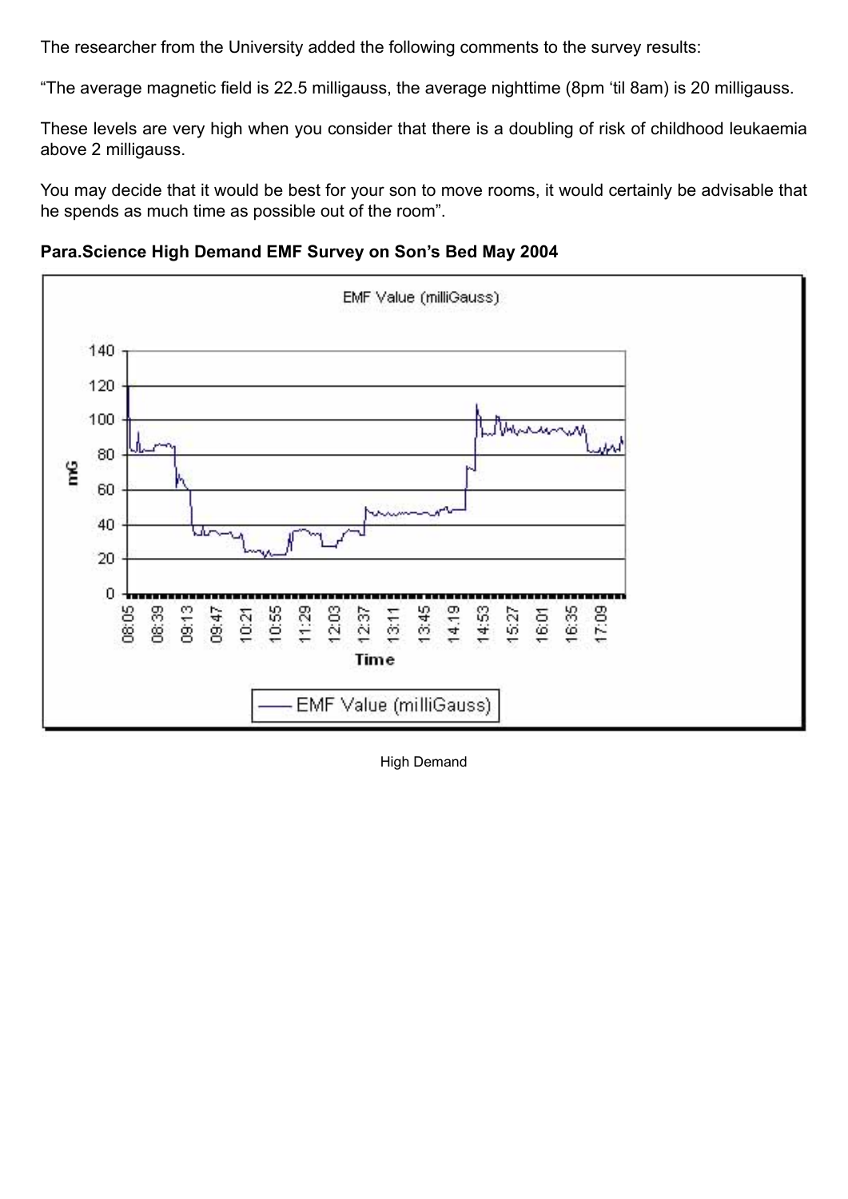The researcher from the University added the following comments to the survey results:

“The average magnetic field is 22.5 milligauss, the average nighttime (8pm ‘til 8am) is 20 milligauss.

These levels are very high when you consider that there is a doubling of risk of childhood leukaemia above 2 milligauss.

You may decide that it would be best for your son to move rooms, it would certainly be advisable that he spends as much time as possible out of the room”.

**Para.Science High Demand EMF Survey on Son’s Bed May 2004**

EMF Value (milliGauss)

mG

140
120
100
80
60
40
20
0

08:05
08:39
09:13
09:47
10:21
10:55
11:29
12:03
12:37
13:11
13:45
14:19
14:53
15:27
16:01
16:35
17:09

Time

EMF Value (milliGauss)

High Demand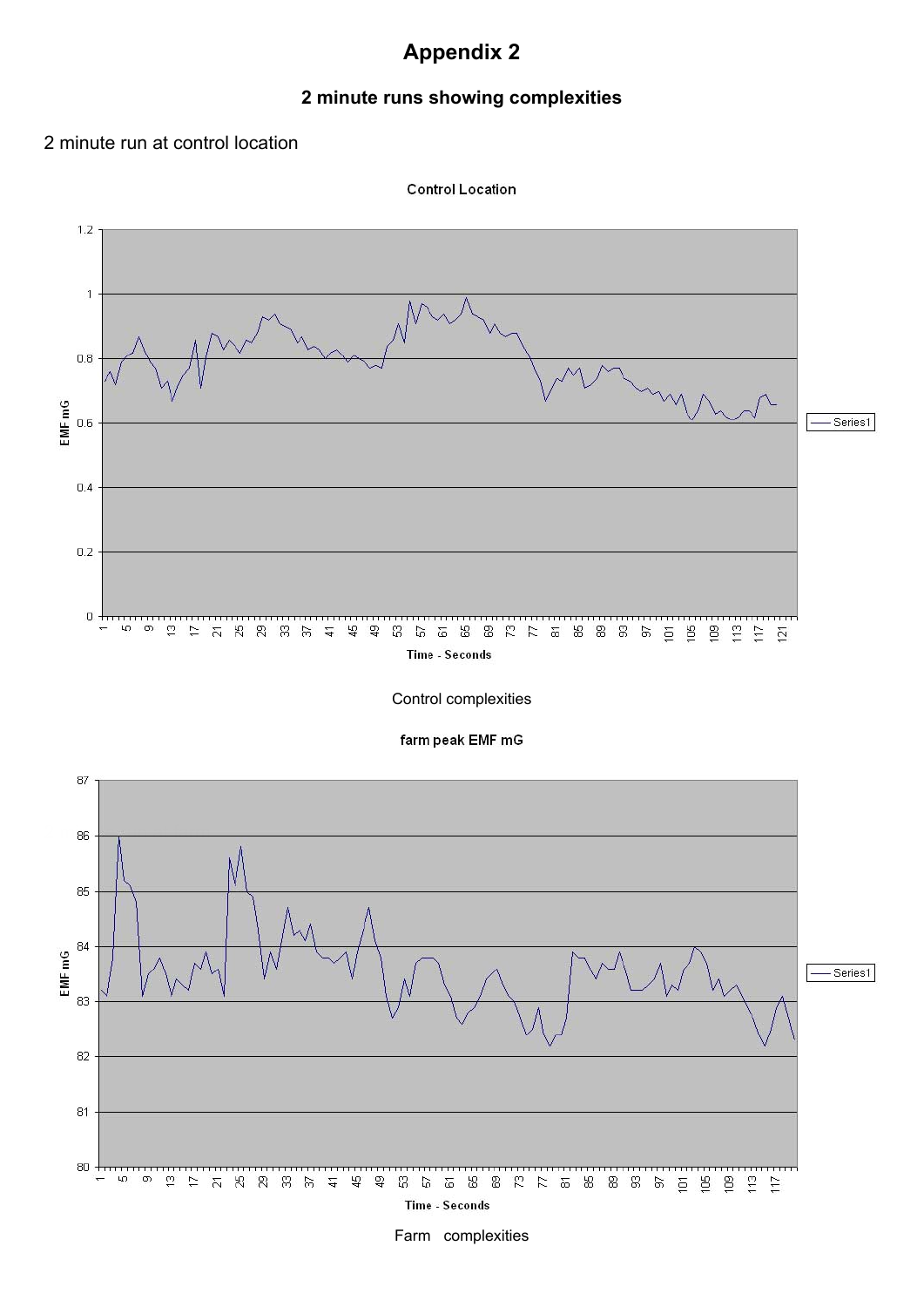# Appendix 2

## 2 minute runs showing complexities

2 minute run at control location

Control Location

1.2
1
0.8
0.6
0.4
0.2
0

EMF mG

1 5 9 13 17 21 25 29 33 37 41 45 49 53 57 61 65 69 73 77 81 85 89 93 97 101 105 109 113 117 121

Time - Seconds

Series1

Control complexities

farm peak EMF mG

87
86
85
84
83
82
81
80

EMF mG

1 5 9 13 17 21 25 29 33 37 41 45 49 53 57 61 65 69 73 77 81 85 89 93 97 101 105 109 113 117

Time - Seconds

Series1

Farm complexities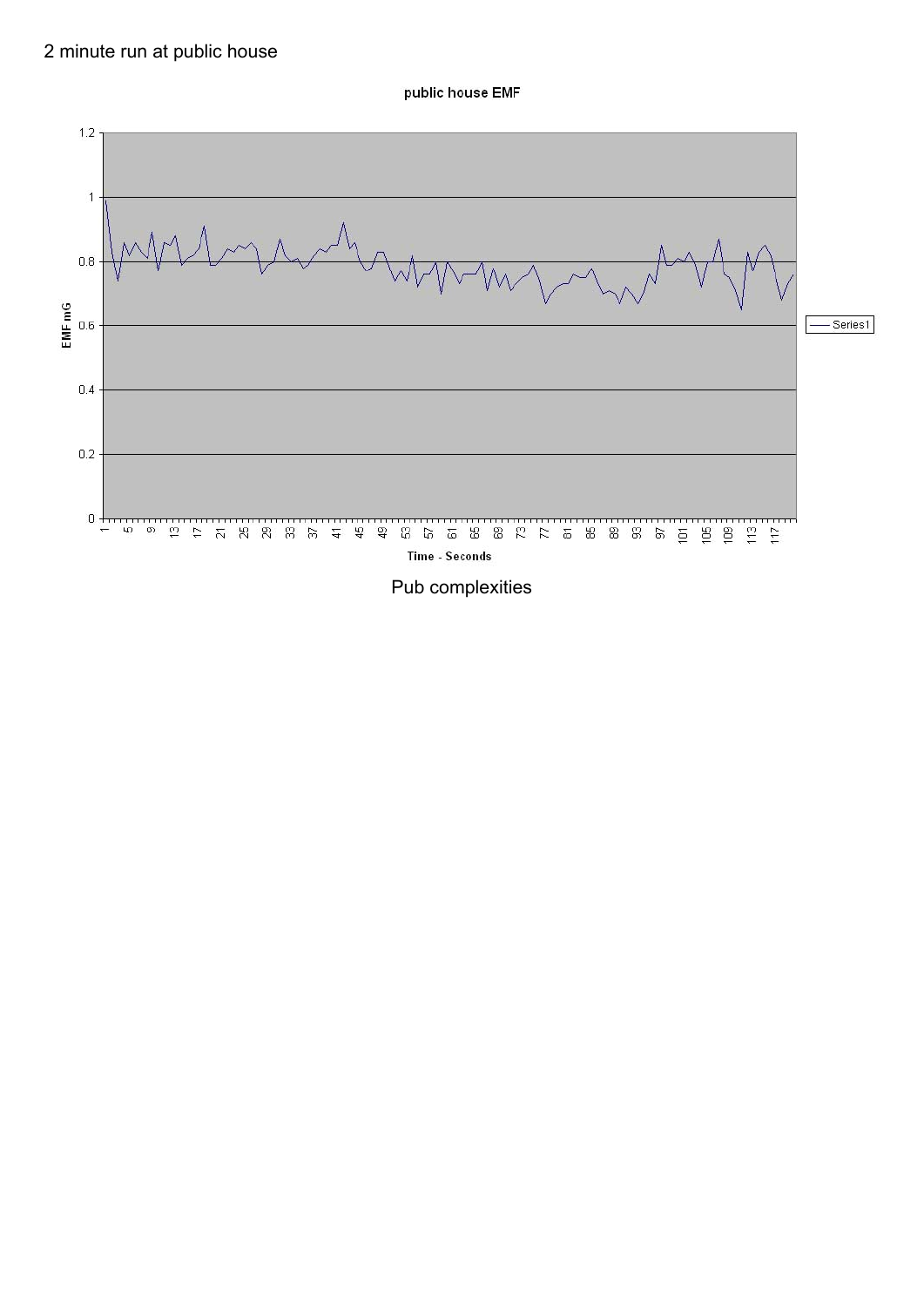2 minute run at public house

public house EMF

EMF mG

1.2
1
0.8
0.6
0.4
0.2
0

Series1

1 5 9 13 17 21 25 29 33 37 41 45 49 53 57 61 65 69 73 77 81 85 89 93 97 101 105 109 113 117

Time - Seconds

Pub complexities